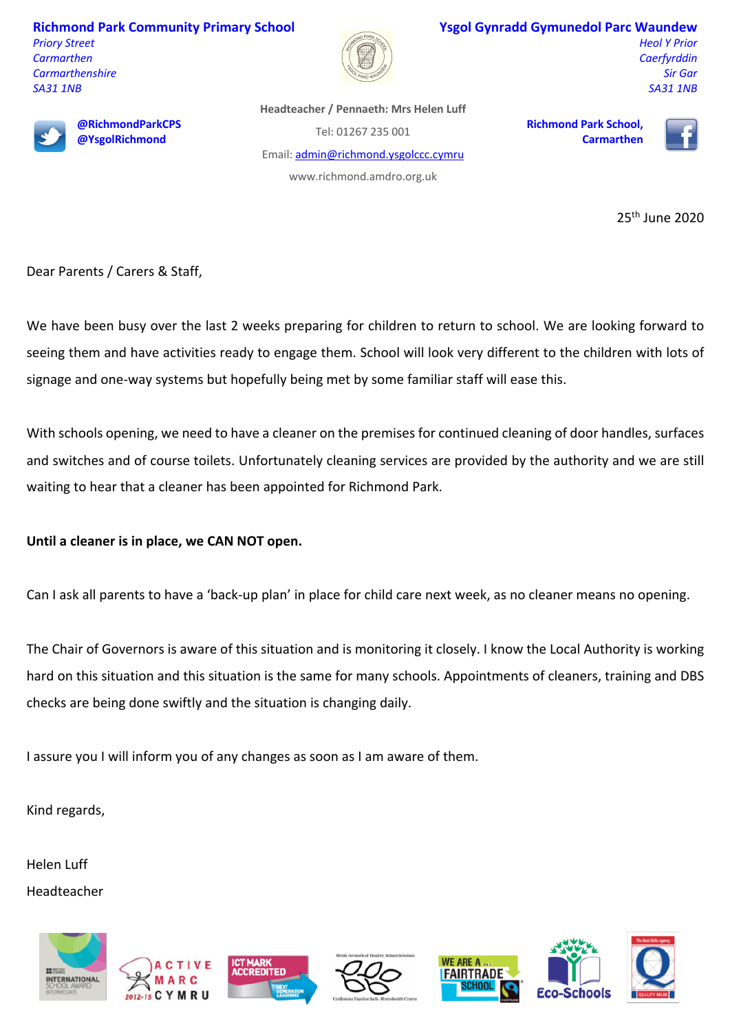**Richmond Park Community Primary School**
*Priory Street*
*Carmarthen*
*Carmarthenshire*
*SA31 1NB*

**Ysgol Gynradd Gymunedol Parc Waundew**
*Heol Y Prior*
*Caerfyrddin*
*Sir Gar*
*SA31 1NB*

**@RichmondParkCPS**
**@YsgolRichmond**

**Headteacher / Pennaeth: Mrs Helen Luff**
Tel: 01267 235 001
Email: admin@richmond.ysgolccc.cymru
www.richmond.amdro.org.uk

**Richmond Park School, Carmarthen**

25th June 2020

Dear Parents / Carers & Staff,

We have been busy over the last 2 weeks preparing for children to return to school. We are looking forward to seeing them and have activities ready to engage them. School will look very different to the children with lots of signage and one-way systems but hopefully being met by some familiar staff will ease this.

With schools opening, we need to have a cleaner on the premises for continued cleaning of door handles, surfaces and switches and of course toilets. Unfortunately cleaning services are provided by the authority and we are still waiting to hear that a cleaner has been appointed for Richmond Park.

**Until a cleaner is in place, we CAN NOT open.**

Can I ask all parents to have a 'back-up plan' in place for child care next week, as no cleaner means no opening.

The Chair of Governors is aware of this situation and is monitoring it closely. I know the Local Authority is working hard on this situation and this situation is the same for many schools. Appointments of cleaners, training and DBS checks are being done swiftly and the situation is changing daily.

I assure you I will inform you of any changes as soon as I am aware of them.

Kind regards,

Helen Luff

Headteacher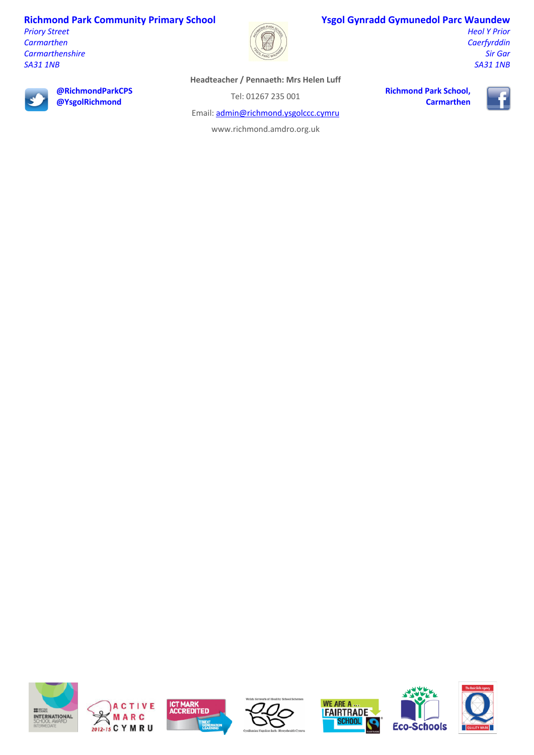**Richmond Park Community Primary School**

*Priory Street*
*Carmarthen*
*Carmarthenshire*
*SA31 1NB*

**Ysgol Gynradd Gymunedol Parc Waundew**

*Heol Y Prior*
*Caerfyrddin*
*Sir Gar*
*SA31 1NB*

**Headteacher / Pennaeth: Mrs Helen Luff**

Tel: 01267 235 001

Email: admin@richmond.ysgolccc.cymru

www.richmond.amdro.org.uk

**@RichmondParkCPS**
**@YsgolRichmond**

**Richmond Park School, Carmarthen**